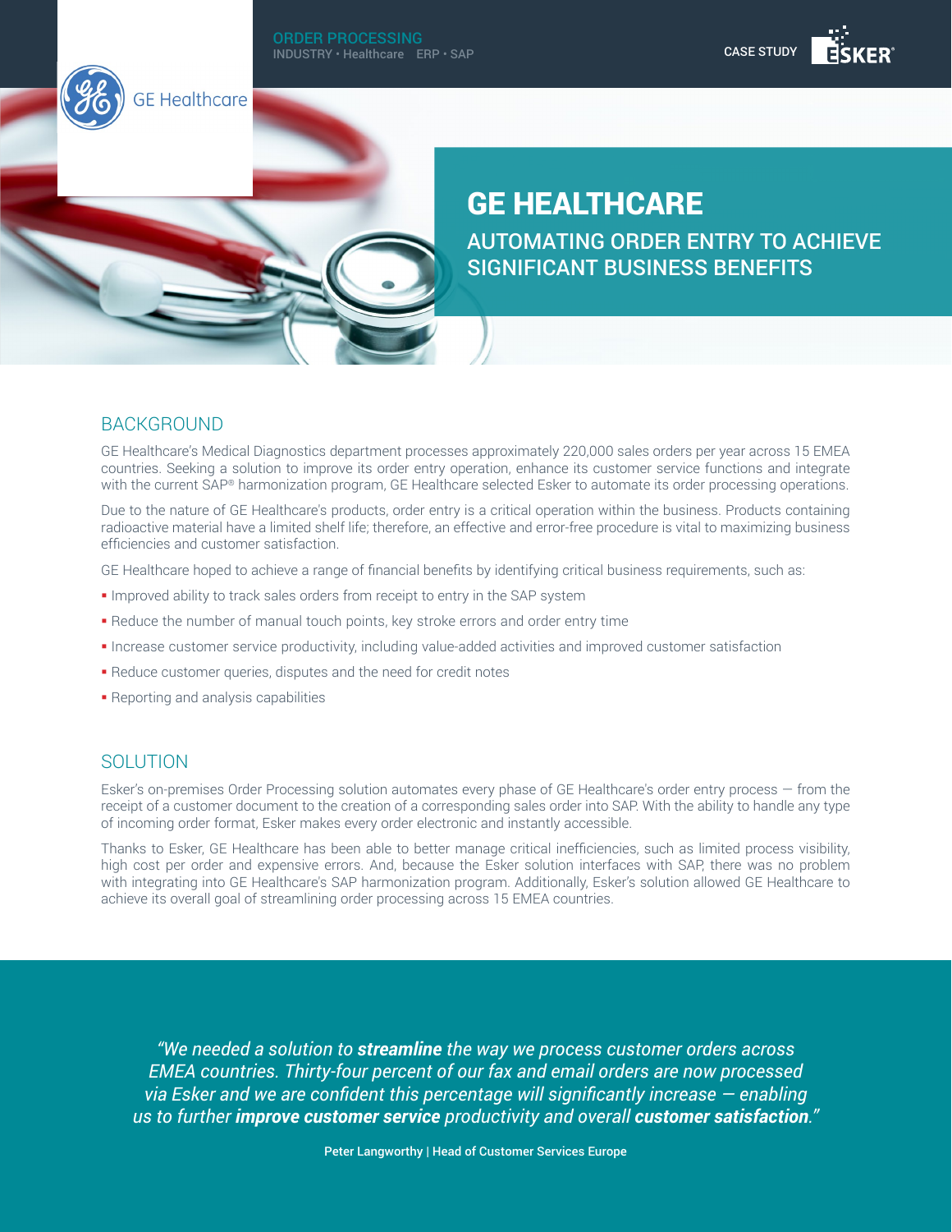ORDER PROCESSING
INDUSTRY • Healthcare ERP • SAP

CASE STUDY

GE Healthcare

# GE HEALTHCARE

## AUTOMATING ORDER ENTRY TO ACHIEVE SIGNIFICANT BUSINESS BENEFITS

## BACKGROUND

GE Healthcare's Medical Diagnostics department processes approximately 220,000 sales orders per year across 15 EMEA countries. Seeking a solution to improve its order entry operation, enhance its customer service functions and integrate with the current SAP® harmonization program, GE Healthcare selected Esker to automate its order processing operations.

Due to the nature of GE Healthcare's products, order entry is a critical operation within the business. Products containing radioactive material have a limited shelf life; therefore, an effective and error-free procedure is vital to maximizing business efficiencies and customer satisfaction.

GE Healthcare hoped to achieve a range of financial benefits by identifying critical business requirements, such as:

- Improved ability to track sales orders from receipt to entry in the SAP system
- Reduce the number of manual touch points, key stroke errors and order entry time
- Increase customer service productivity, including value-added activities and improved customer satisfaction
- Reduce customer queries, disputes and the need for credit notes
- Reporting and analysis capabilities

## SOLUTION

Esker's on-premises Order Processing solution automates every phase of GE Healthcare's order entry process — from the receipt of a customer document to the creation of a corresponding sales order into SAP. With the ability to handle any type of incoming order format, Esker makes every order electronic and instantly accessible.

Thanks to Esker, GE Healthcare has been able to better manage critical inefficiencies, such as limited process visibility, high cost per order and expensive errors. And, because the Esker solution interfaces with SAP, there was no problem with integrating into GE Healthcare's SAP harmonization program. Additionally, Esker's solution allowed GE Healthcare to achieve its overall goal of streamlining order processing across 15 EMEA countries.

> *"We needed a solution to **streamline** the way we process customer orders across EMEA countries. Thirty-four percent of our fax and email orders are now processed via Esker and we are confident this percentage will significantly increase — enabling us to further **improve customer service** productivity and overall **customer satisfaction**."*
>
> **Peter Langworthy | Head of Customer Services Europe**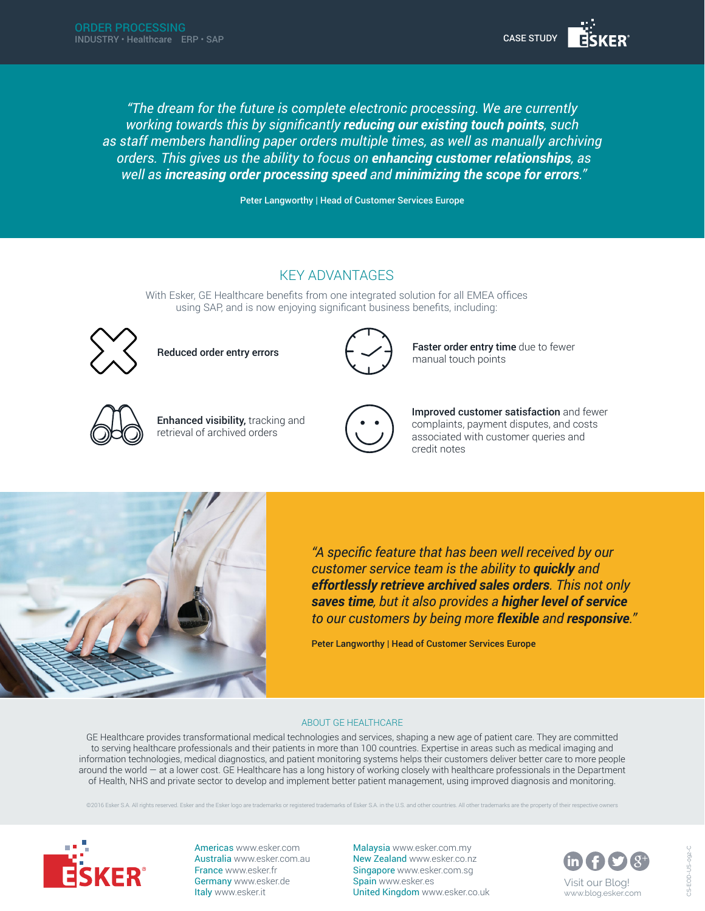ORDER PROCESSING
INDUSTRY • Healthcare ERP • SAP

CASE STUDY

*"The dream for the future is complete electronic processing. We are currently working towards this by significantly **reducing our existing touch points**, such as staff members handling paper orders multiple times, as well as manually archiving orders. This gives us the ability to focus on **enhancing customer relationships**, as well as **increasing order processing speed** and **minimizing the scope for errors**."*

**Peter Langworthy | Head of Customer Services Europe**

## KEY ADVANTAGES

With Esker, GE Healthcare benefits from one integrated solution for all EMEA offices using SAP, and is now enjoying significant business benefits, including:

- **Reduced order entry errors**
- **Faster order entry time** due to fewer manual touch points
- **Enhanced visibility,** tracking and retrieval of archived orders
- **Improved customer satisfaction** and fewer complaints, payment disputes, and costs associated with customer queries and credit notes

*"A specific feature that has been well received by our customer service team is the ability to **quickly** and **effortlessly retrieve archived sales orders**. This not only **saves time**, but it also provides a **higher level of service** to our customers by being more **flexible** and **responsive**."*

**Peter Langworthy | Head of Customer Services Europe**

## ABOUT GE HEALTHCARE

GE Healthcare provides transformational medical technologies and services, shaping a new age of patient care. They are committed to serving healthcare professionals and their patients in more than 100 countries. Expertise in areas such as medical imaging and information technologies, medical diagnostics, and patient monitoring systems helps their customers deliver better care to more people around the world — at a lower cost. GE Healthcare has a long history of working closely with healthcare professionals in the Department of Health, NHS and private sector to develop and implement better patient management, using improved diagnosis and monitoring.

©2016 Esker S.A. All rights reserved. Esker and the Esker logo are trademarks or registered trademarks of Esker S.A. in the U.S. and other countries. All other trademarks are the property of their respective owners

Americas www.esker.com
Australia www.esker.com.au
France www.esker.fr
Germany www.esker.de
Italy www.esker.it

Malaysia www.esker.com.my
New Zealand www.esker.co.nz
Singapore www.esker.com.sg
Spain www.esker.es
United Kingdom www.esker.co.uk

Visit our Blog!
www.blog.esker.com

CS-EOD-US-092-C